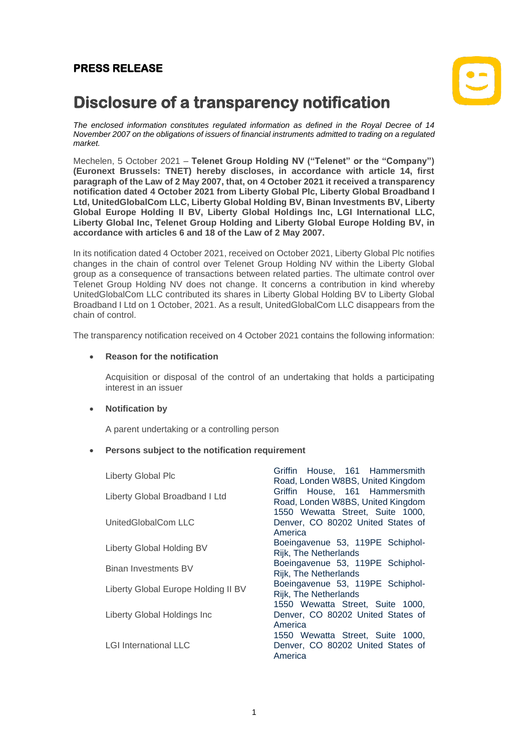**PRESS RELEASE**

# Disclosure of a transparency notification

*The enclosed information constitutes regulated information as defined in the Royal Decree of 14 November 2007 on the obligations of issuers of financial instruments admitted to trading on a regulated market.*

Mechelen, 5 October 2021 – **Telenet Group Holding NV ("Telenet" or the "Company") (Euronext Brussels: TNET) hereby discloses, in accordance with article 14, first paragraph of the Law of 2 May 2007, that, on 4 October 2021 it received a transparency notification dated 4 October 2021 from Liberty Global Plc, Liberty Global Broadband I Ltd, UnitedGlobalCom LLC, Liberty Global Holding BV, Binan Investments BV, Liberty Global Europe Holding II BV, Liberty Global Holdings Inc, LGI International LLC, Liberty Global Inc, Telenet Group Holding and Liberty Global Europe Holding BV, in accordance with articles 6 and 18 of the Law of 2 May 2007.**

In its notification dated 4 October 2021, received on October 2021, Liberty Global Plc notifies changes in the chain of control over Telenet Group Holding NV within the Liberty Global group as a consequence of transactions between related parties. The ultimate control over Telenet Group Holding NV does not change. It concerns a contribution in kind whereby UnitedGlobalCom LLC contributed its shares in Liberty Global Holding BV to Liberty Global Broadband I Ltd on 1 October, 2021. As a result, UnitedGlobalCom LLC disappears from the chain of control.

The transparency notification received on 4 October 2021 contains the following information:

- **Reason for the notification**

  Acquisition or disposal of the control of an undertaking that holds a participating interest in an issuer

- **Notification by**

  A parent undertaking or a controlling person

- **Persons subject to the notification requirement**

| | |
|---|---|
| Liberty Global Plc | Griffin House, 161 Hammersmith Road, Londen W8BS, United Kingdom |
| Liberty Global Broadband I Ltd | Griffin House, 161 Hammersmith Road, Londen W8BS, United Kingdom |
| UnitedGlobalCom LLC | 1550 Wewatta Street, Suite 1000, Denver, CO 80202 United States of America |
| Liberty Global Holding BV | Boeingavenue 53, 119PE Schiphol-Rijk, The Netherlands |
| Binan Investments BV | Boeingavenue 53, 119PE Schiphol-Rijk, The Netherlands |
| Liberty Global Europe Holding II BV | Boeingavenue 53, 119PE Schiphol-Rijk, The Netherlands |
| Liberty Global Holdings Inc | 1550 Wewatta Street, Suite 1000, Denver, CO 80202 United States of America |
| LGI International LLC | 1550 Wewatta Street, Suite 1000, Denver, CO 80202 United States of America |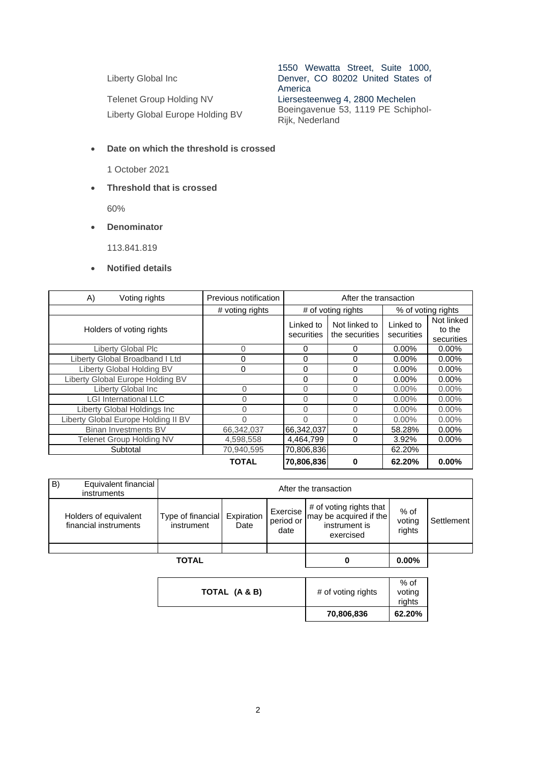| | |
|---|---|
| Liberty Global Inc | 1550 Wewatta Street, Suite 1000, Denver, CO 80202 United States of America |
| Telenet Group Holding NV | Liersesteenweg 4, 2800 Mechelen |
| Liberty Global Europe Holding BV | Boeingavenue 53, 1119 PE Schiphol-Rijk, Nederland |

- **Date on which the threshold is crossed**

  1 October 2021

- **Threshold that is crossed**

  60%

- **Denominator**

  113.841.819

- **Notified details**

| A) Voting rights | Previous notification | After the transaction | | | |
|---|---|---|---|---|---|
| | # voting rights | # of voting rights | | % of voting rights | |
| Holders of voting rights | | Linked to securities | Not linked to the securities | Linked to securities | Not linked to the securities |
| Liberty Global Plc | 0 | 0 | 0 | 0.00% | 0.00% |
| Liberty Global Broadband I Ltd | 0 | 0 | 0 | 0.00% | 0.00% |
| Liberty Global Holding BV | 0 | 0 | 0 | 0.00% | 0.00% |
| Liberty Global Europe Holding BV | | 0 | 0 | 0.00% | 0.00% |
| Liberty Global Inc | 0 | 0 | 0 | 0.00% | 0.00% |
| LGI International LLC | 0 | 0 | 0 | 0.00% | 0.00% |
| Liberty Global Holdings Inc | 0 | 0 | 0 | 0.00% | 0.00% |
| Liberty Global Europe Holding II BV | 0 | 0 | 0 | 0.00% | 0.00% |
| Binan Investments BV | 66,342,037 | 66,342,037 | 0 | 58.28% | 0.00% |
| Telenet Group Holding NV | 4,598,558 | 4,464,799 | 0 | 3.92% | 0.00% |
| Subtotal | 70,940,595 | 70,806,836 | | 62.20% | |
| | **TOTAL** | **70,806,836** | **0** | **62.20%** | **0.00%** |

| B) Equivalent financial instruments | After the transaction | | | | | |
|---|---|---|---|---|---|---|
| Holders of equivalent financial instruments | Type of financial instrument | Expiration Date | Exercise period or date | # of voting rights that may be acquired if the instrument is exercised | % of voting rights | Settlement |
| | | | | | | |
| **TOTAL** | | | | **0** | **0.00%** | |

| TOTAL (A & B) | # of voting rights | % of voting rights |
|---|---|---|
| | **70,806,836** | **62.20%** |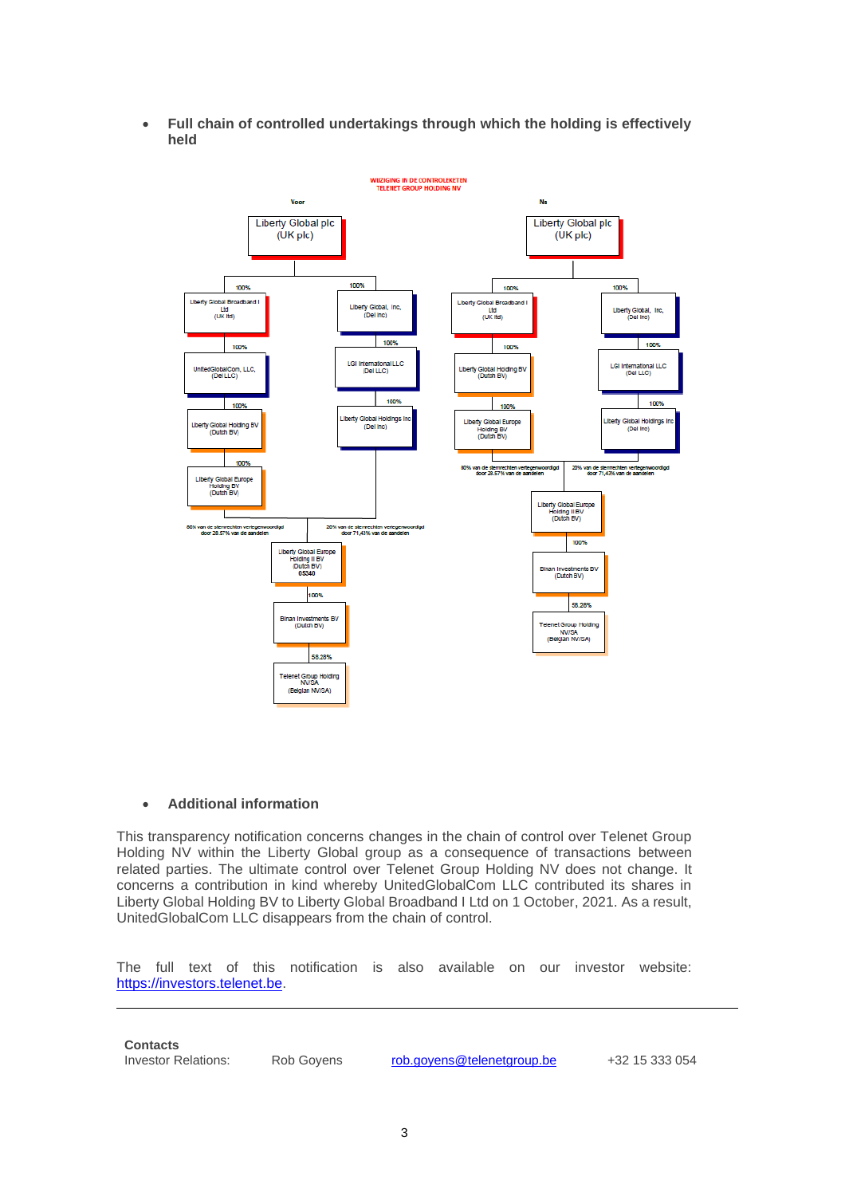- **Full chain of controlled undertakings through which the holding is effectively held**

WIJZIGING IN DE CONTROLEKETEN
TELENET GROUP HOLDING NV

**Voor**

- Liberty Global plc (UK plc)
  - 100% Liberty Global Broadband I Ltd (UK ltd)
    - 100% UnitedGlobalCom, LLC, (Del LLC)
      - 100% Liberty Global Holding BV (Dutch BV)
        - 100% Liberty Global Europe Holding BV (Dutch BV)
          - 80% van de stemrechten vertegenwoordigd door 28.57% van de aandelen → Liberty Global Europe Holding II BV (Dutch BV) 05340
  - 100% Liberty Global, Inc, (Del Inc)
    - 100% LGI International LLC (Del LLC)
      - 100% Liberty Global Holdings Inc (Del Inc)
        - 20% van de stemrechten vertegenwoordigd door 71,43% van de aandelen → Liberty Global Europe Holding II BV (Dutch BV) 05340

- Liberty Global Europe Holding II BV (Dutch BV) 05340
  - 100% Binan Investments BV (Dutch BV)
    - 58.28% Telenet Group Holding NV/SA (Belgian NV/SA)

**Na**

- Liberty Global plc (UK plc)
  - 100% Liberty Global Broadband I Ltd (UK ltd)
    - 100% Liberty Global Holding BV (Dutch BV)
      - 100% Liberty Global Europe Holding BV (Dutch BV)
        - 80% van de stemrechten vertegenwoordigd door 28.57% van de aandelen → Liberty Global Europe Holding II BV (Dutch BV)
  - 100% Liberty Global, Inc, (Del Inc)
    - 100% LGI International LLC (Del LLC)
      - 100% Liberty Global Holdings Inc (Del Inc)
        - 20% van de stemrechten vertegenwoordigd door 71,43% van de aandelen → Liberty Global Europe Holding II BV (Dutch BV)

- Liberty Global Europe Holding II BV (Dutch BV)
  - 100% Binan Investments BV (Dutch BV)
    - 58.28% Telenet Group Holding NV/SA (Belgian NV/SA)

- **Additional information**

This transparency notification concerns changes in the chain of control over Telenet Group Holding NV within the Liberty Global group as a consequence of transactions between related parties. The ultimate control over Telenet Group Holding NV does not change. It concerns a contribution in kind whereby UnitedGlobalCom LLC contributed its shares in Liberty Global Holding BV to Liberty Global Broadband I Ltd on 1 October, 2021. As a result, UnitedGlobalCom LLC disappears from the chain of control.

The full text of this notification is also available on our investor website: https://investors.telenet.be.

---

**Contacts**

| | | | |
|---|---|---|---|
| Investor Relations: | Rob Goyens | rob.goyens@telenetgroup.be | +32 15 333 054 |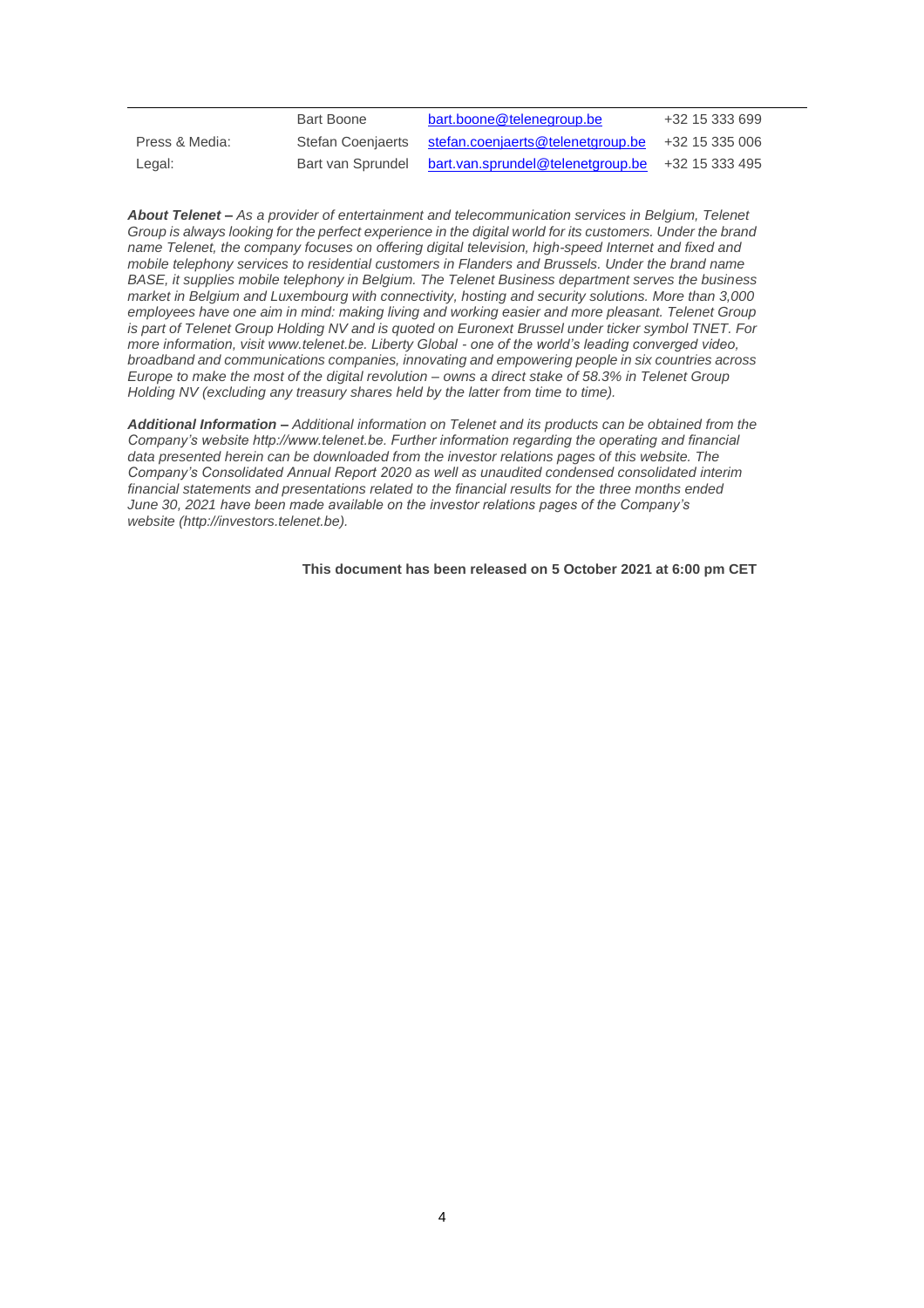| | | | |
|---|---|---|---|
| | Bart Boone | bart.boone@telenegroup.be | +32 15 333 699 |
| Press & Media: | Stefan Coenjaerts | stefan.coenjaerts@telenetgroup.be | +32 15 335 006 |
| Legal: | Bart van Sprundel | bart.van.sprundel@telenetgroup.be | +32 15 333 495 |

***About Telenet –*** *As a provider of entertainment and telecommunication services in Belgium, Telenet Group is always looking for the perfect experience in the digital world for its customers. Under the brand name Telenet, the company focuses on offering digital television, high-speed Internet and fixed and mobile telephony services to residential customers in Flanders and Brussels. Under the brand name BASE, it supplies mobile telephony in Belgium. The Telenet Business department serves the business market in Belgium and Luxembourg with connectivity, hosting and security solutions. More than 3,000 employees have one aim in mind: making living and working easier and more pleasant. Telenet Group is part of Telenet Group Holding NV and is quoted on Euronext Brussel under ticker symbol TNET. For more information, visit www.telenet.be. Liberty Global - one of the world's leading converged video, broadband and communications companies, innovating and empowering people in six countries across Europe to make the most of the digital revolution – owns a direct stake of 58.3% in Telenet Group Holding NV (excluding any treasury shares held by the latter from time to time).*

***Additional Information –*** *Additional information on Telenet and its products can be obtained from the Company's website http://www.telenet.be. Further information regarding the operating and financial data presented herein can be downloaded from the investor relations pages of this website. The Company's Consolidated Annual Report 2020 as well as unaudited condensed consolidated interim financial statements and presentations related to the financial results for the three months ended June 30, 2021 have been made available on the investor relations pages of the Company's website (http://investors.telenet.be).*

**This document has been released on 5 October 2021 at 6:00 pm CET**